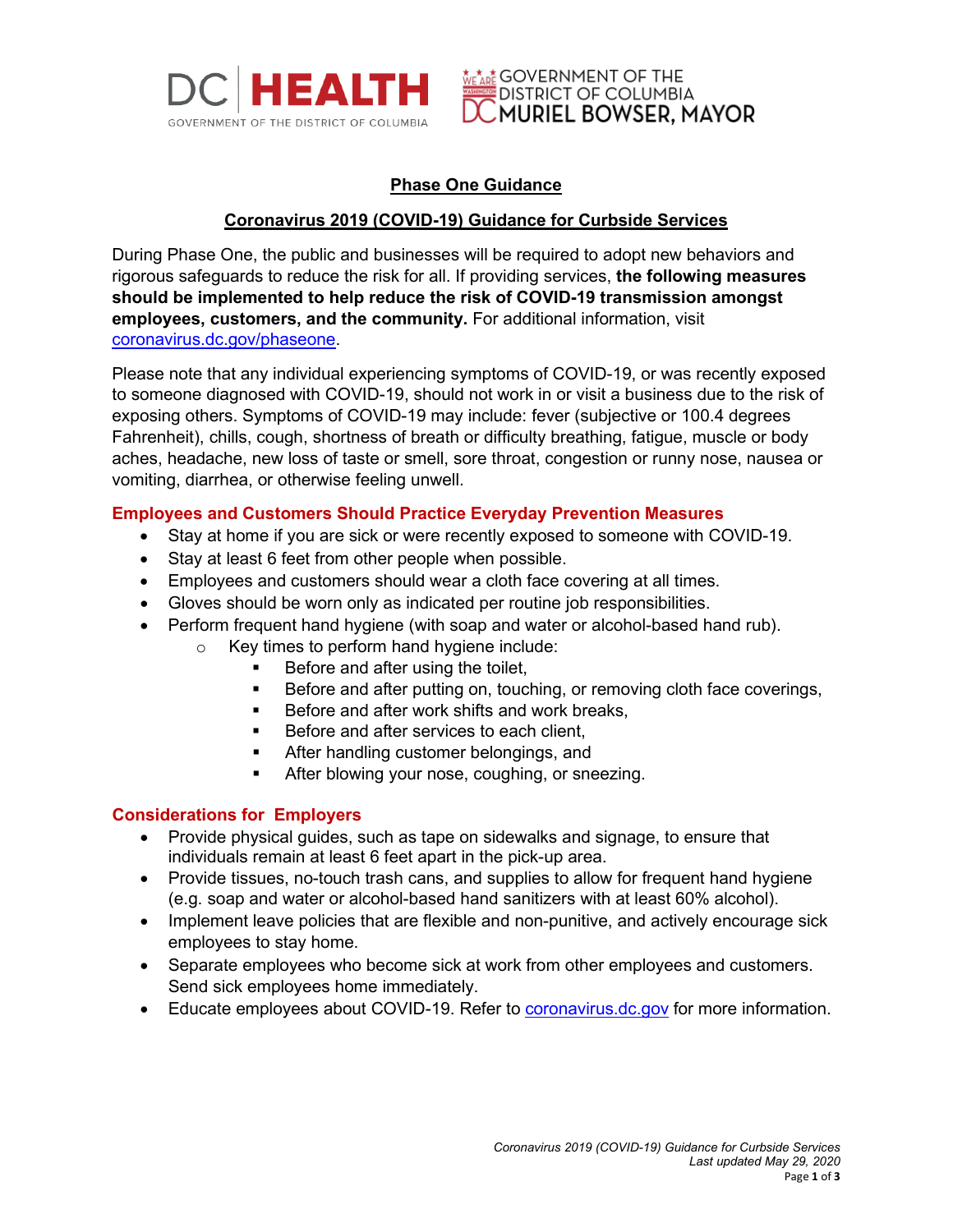DC HEALTH
GOVERNMENT OF THE DISTRICT OF COLUMBIA

GOVERNMENT OF THE DISTRICT OF COLUMBIA
MURIEL BOWSER, MAYOR

# Phase One Guidance

## Coronavirus 2019 (COVID-19) Guidance for Curbside Services

During Phase One, the public and businesses will be required to adopt new behaviors and rigorous safeguards to reduce the risk for all. If providing services, **the following measures should be implemented to help reduce the risk of COVID-19 transmission amongst employees, customers, and the community.** For additional information, visit [coronavirus.dc.gov/phaseone](coronavirus.dc.gov/phaseone).

Please note that any individual experiencing symptoms of COVID-19, or was recently exposed to someone diagnosed with COVID-19, should not work in or visit a business due to the risk of exposing others. Symptoms of COVID-19 may include: fever (subjective or 100.4 degrees Fahrenheit), chills, cough, shortness of breath or difficulty breathing, fatigue, muscle or body aches, headache, new loss of taste or smell, sore throat, congestion or runny nose, nausea or vomiting, diarrhea, or otherwise feeling unwell.

### Employees and Customers Should Practice Everyday Prevention Measures

- Stay at home if you are sick or were recently exposed to someone with COVID-19.
- Stay at least 6 feet from other people when possible.
- Employees and customers should wear a cloth face covering at all times.
- Gloves should be worn only as indicated per routine job responsibilities.
- Perform frequent hand hygiene (with soap and water or alcohol-based hand rub).
  - Key times to perform hand hygiene include:
    - Before and after using the toilet,
    - Before and after putting on, touching, or removing cloth face coverings,
    - Before and after work shifts and work breaks,
    - Before and after services to each client,
    - After handling customer belongings, and
    - After blowing your nose, coughing, or sneezing.

### Considerations for Employers

- Provide physical guides, such as tape on sidewalks and signage, to ensure that individuals remain at least 6 feet apart in the pick-up area.
- Provide tissues, no-touch trash cans, and supplies to allow for frequent hand hygiene (e.g. soap and water or alcohol-based hand sanitizers with at least 60% alcohol).
- Implement leave policies that are flexible and non-punitive, and actively encourage sick employees to stay home.
- Separate employees who become sick at work from other employees and customers. Send sick employees home immediately.
- Educate employees about COVID-19. Refer to [coronavirus.dc.gov](coronavirus.dc.gov) for more information.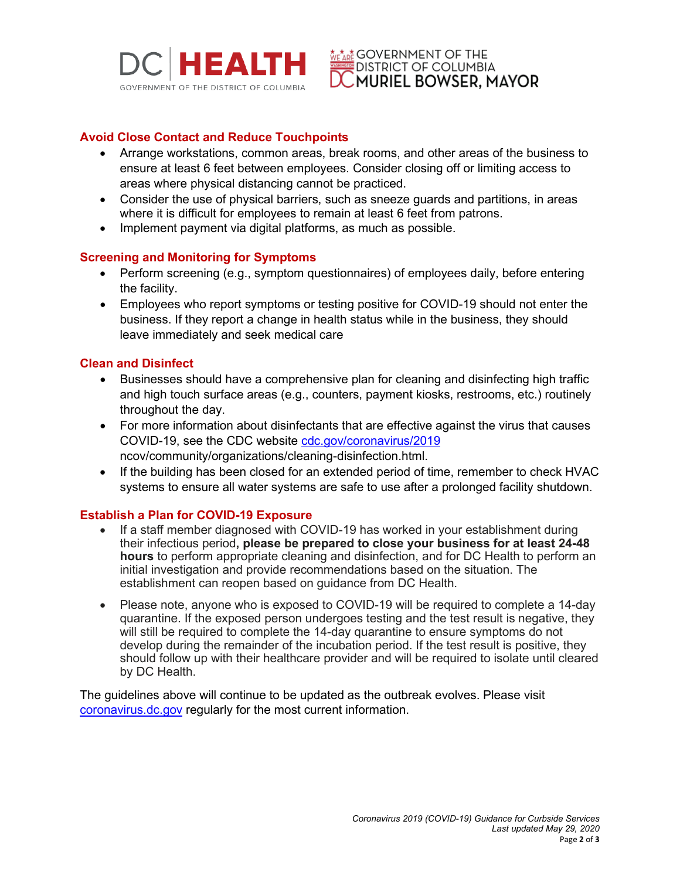## Avoid Close Contact and Reduce Touchpoints

- Arrange workstations, common areas, break rooms, and other areas of the business to ensure at least 6 feet between employees. Consider closing off or limiting access to areas where physical distancing cannot be practiced.
- Consider the use of physical barriers, such as sneeze guards and partitions, in areas where it is difficult for employees to remain at least 6 feet from patrons.
- Implement payment via digital platforms, as much as possible.

## Screening and Monitoring for Symptoms

- Perform screening (e.g., symptom questionnaires) of employees daily, before entering the facility.
- Employees who report symptoms or testing positive for COVID-19 should not enter the business. If they report a change in health status while in the business, they should leave immediately and seek medical care

## Clean and Disinfect

- Businesses should have a comprehensive plan for cleaning and disinfecting high traffic and high touch surface areas (e.g., counters, payment kiosks, restrooms, etc.) routinely throughout the day.
- For more information about disinfectants that are effective against the virus that causes COVID-19, see the CDC website cdc.gov/coronavirus/2019 ncov/community/organizations/cleaning-disinfection.html.
- If the building has been closed for an extended period of time, remember to check HVAC systems to ensure all water systems are safe to use after a prolonged facility shutdown.

## Establish a Plan for COVID-19 Exposure

- If a staff member diagnosed with COVID-19 has worked in your establishment during their infectious period**, please be prepared to close your business for at least 24-48 hours** to perform appropriate cleaning and disinfection, and for DC Health to perform an initial investigation and provide recommendations based on the situation. The establishment can reopen based on guidance from DC Health.
- Please note, anyone who is exposed to COVID-19 will be required to complete a 14-day quarantine. If the exposed person undergoes testing and the test result is negative, they will still be required to complete the 14-day quarantine to ensure symptoms do not develop during the remainder of the incubation period. If the test result is positive, they should follow up with their healthcare provider and will be required to isolate until cleared by DC Health.

The guidelines above will continue to be updated as the outbreak evolves. Please visit coronavirus.dc.gov regularly for the most current information.